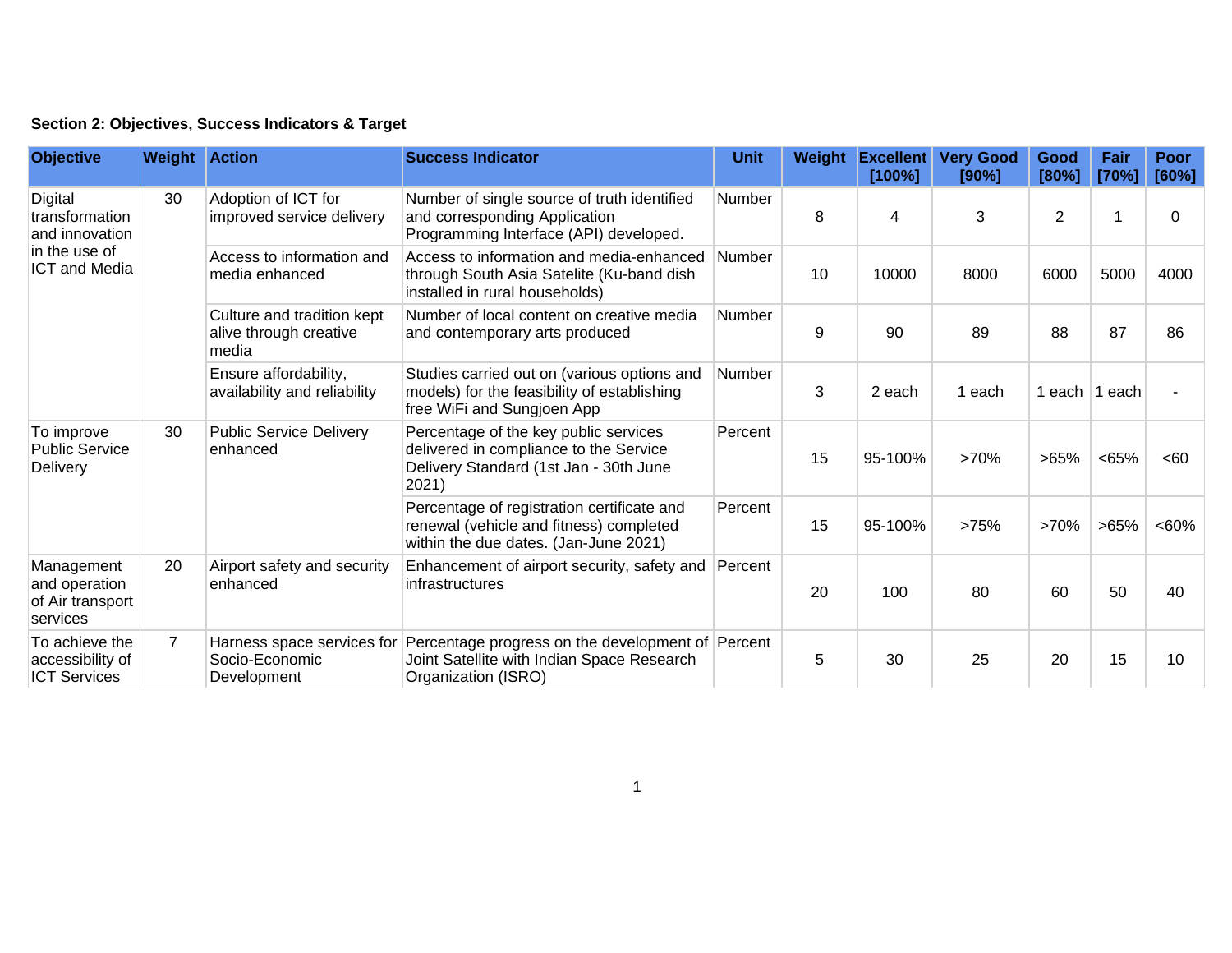**Section 2: Objectives, Success Indicators & Target**

| Objective | Weight | Action | Success Indicator | Unit | Weight | Excellent [100%] | Very Good [90%] | Good [80%] | Fair [70%] | Poor [60%] |
|---|---|---|---|---|---|---|---|---|---|---|
| Digital transformation and innovation in the use of ICT and Media | 30 | Adoption of ICT for improved service delivery | Number of single source of truth identified and corresponding Application Programming Interface (API) developed. | Number | 8 | 4 | 3 | 2 | 1 | 0 |
| | | Access to information and media enhanced | Access to information and media-enhanced through South Asia Satelite (Ku-band dish installed in rural households) | Number | 10 | 10000 | 8000 | 6000 | 5000 | 4000 |
| | | Culture and tradition kept alive through creative media | Number of local content on creative media and contemporary arts produced | Number | 9 | 90 | 89 | 88 | 87 | 86 |
| | | Ensure affordability, availability and reliability | Studies carried out on (various options and models) for the feasibility of establishing free WiFi and Sungjoen App | Number | 3 | 2 each | 1 each | 1 each | 1 each | - |
| To improve Public Service Delivery | 30 | Public Service Delivery enhanced | Percentage of the key public services delivered in compliance to the Service Delivery Standard (1st Jan - 30th June 2021) | Percent | 15 | 95-100% | >70% | >65% | <65% | <60 |
| | | | Percentage of registration certificate and renewal (vehicle and fitness) completed within the due dates. (Jan-June 2021) | Percent | 15 | 95-100% | >75% | >70% | >65% | <60% |
| Management and operation of Air transport services | 20 | Airport safety and security enhanced | Enhancement of airport security, safety and infrastructures | Percent | 20 | 100 | 80 | 60 | 50 | 40 |
| To achieve the accessibility of ICT Services | 7 | Harness space services for Socio-Economic Development | Percentage progress on the development of Joint Satellite with Indian Space Research Organization (ISRO) | Percent | 5 | 30 | 25 | 20 | 15 | 10 |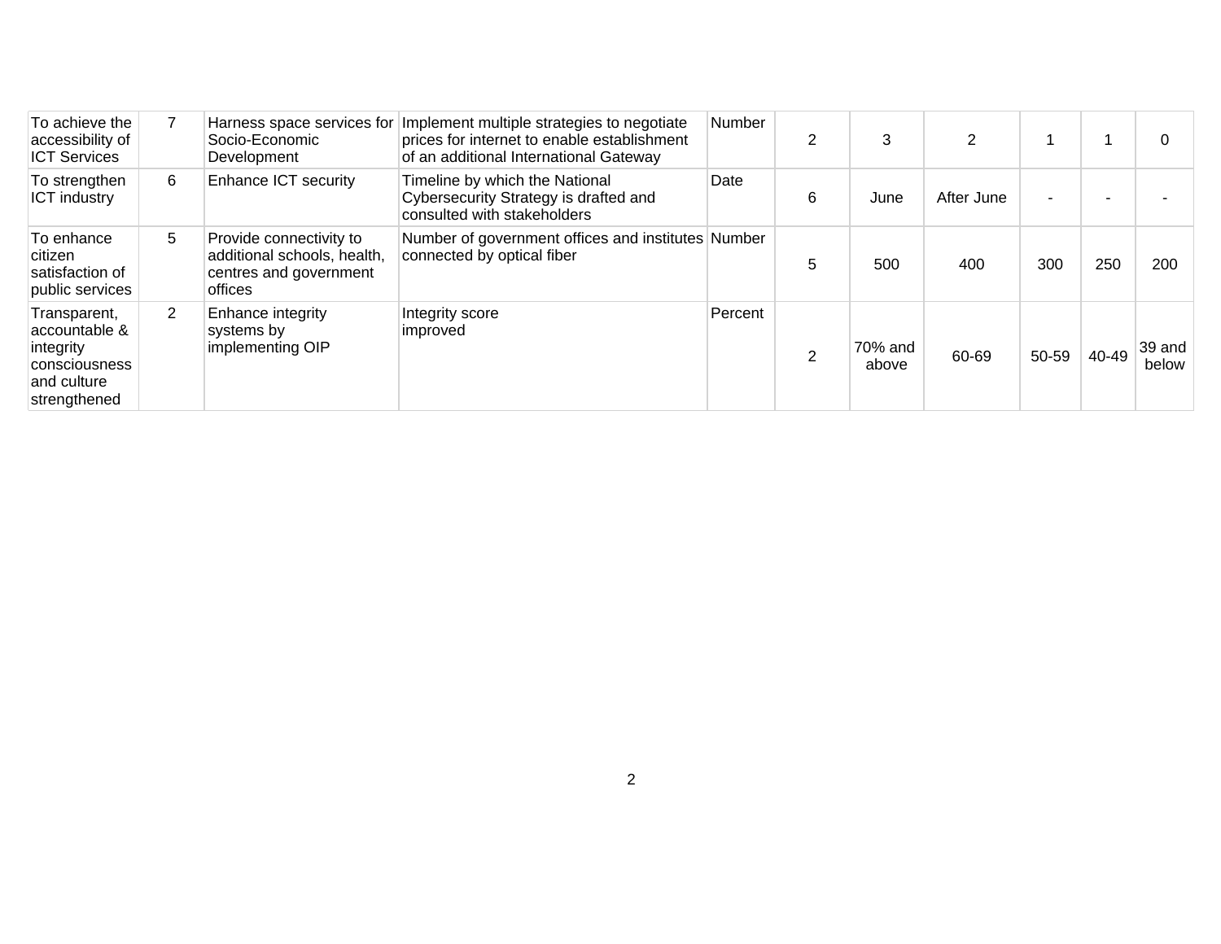| | | | | | | | | | | |
|---|---|---|---|---|---|---|---|---|---|---|
| To achieve the accessibility of ICT Services | 7 | Harness space services for Socio-Economic Development | Implement multiple strategies to negotiate prices for internet to enable establishment of an additional International Gateway | Number | 2 | 3 | 2 | 1 | 1 | 0 |
| To strengthen ICT industry | 6 | Enhance ICT security | Timeline by which the National Cybersecurity Strategy is drafted and consulted with stakeholders | Date | 6 | June | After June | - | - | - |
| To enhance citizen satisfaction of public services | 5 | Provide connectivity to additional schools, health, centres and government offices | Number of government offices and institutes connected by optical fiber | Number | 5 | 500 | 400 | 300 | 250 | 200 |
| Transparent, accountable & integrity consciousness and culture strengthened | 2 | Enhance integrity systems by implementing OIP | Integrity score improved | Percent | 2 | 70% and above | 60-69 | 50-59 | 40-49 | 39 and below |